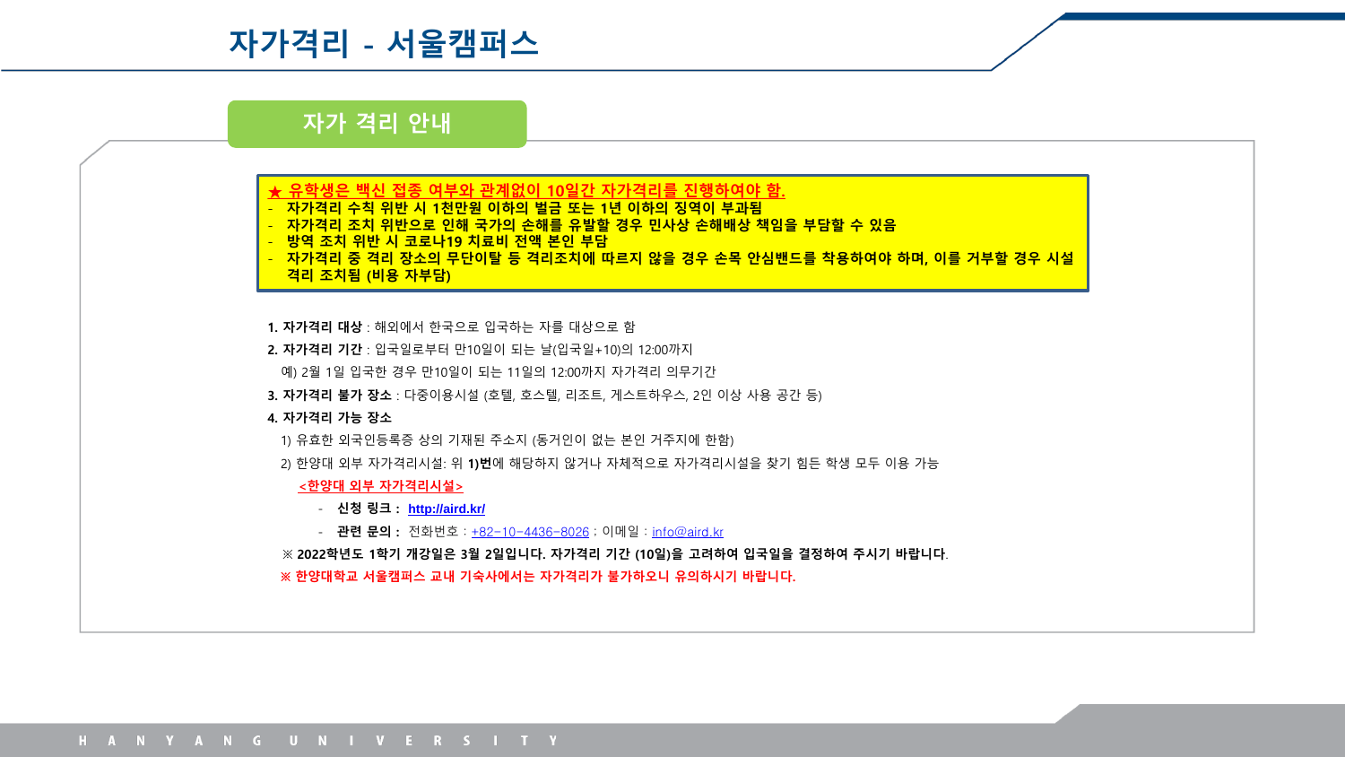# 자가격리 - 서울캠퍼스

## 자가 격리 안내

**★ 유학생은 백신 접종 여부와 관계없이 10일간 자가격리를 진행하여야 함.**

- **자가격리 수칙 위반 시 1천만원 이하의 벌금 또는 1년 이하의 징역이 부과됨**
- **자가격리 조치 위반으로 인해 국가의 손해를 유발할 경우 민사상 손해배상 책임을 부담할 수 있음**
- **방역 조치 위반 시 코로나19 치료비 전액 본인 부담**
- **자가격리 중 격리 장소의 무단이탈 등 격리조치에 따르지 않을 경우 손목 안심밴드를 착용하여야 하며, 이를 거부할 경우 시설 격리 조치됨 (비용 자부담)**

**1. 자가격리 대상** : 해외에서 한국으로 입국하는 자를 대상으로 함

**2. 자가격리 기간** : 입국일로부터 만10일이 되는 날(입국일+10)의 12:00까지

예) 2월 1일 입국한 경우 만10일이 되는 11일의 12:00까지 자가격리 의무기간

**3. 자가격리 불가 장소** : 다중이용시설 (호텔, 호스텔, 리조트, 게스트하우스, 2인 이상 사용 공간 등)

**4. 자가격리 가능 장소**

1) 유효한 외국인등록증 상의 기재된 주소지 (동거인이 없는 본인 거주지에 한함)

2) 한양대 외부 자가격리시설: 위 **1)번**에 해당하지 않거나 자체적으로 자가격리시설을 찾기 힘든 학생 모두 이용 가능

**<한양대 외부 자가격리시설>**

- **신청 링크 :** **http://aird.kr/**
- **관련 문의 :** 전화번호 : +82-10-4436-8026 ; 이메일 : info@aird.kr

※ **2022학년도 1학기 개강일은 3월 2일입니다. 자가격리 기간 (10일)을 고려하여 입국일을 결정하여 주시기 바랍니다.**

**※ 한양대학교 서울캠퍼스 교내 기숙사에서는 자가격리가 불가하오니 유의하시기 바랍니다.**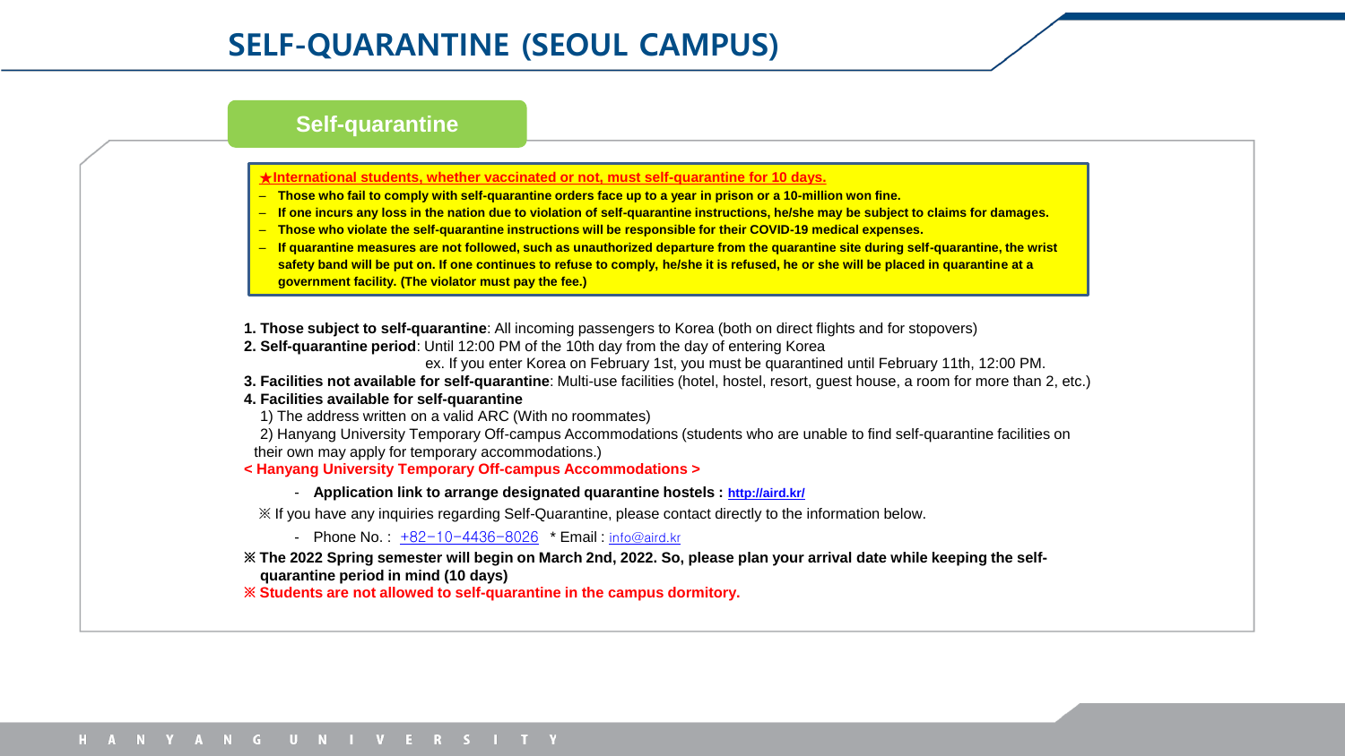# SELF-QUARANTINE (SEOUL CAMPUS)

## Self-quarantine

**★International students, whether vaccinated or not, must self-quarantine for 10 days.**

- **Those who fail to comply with self-quarantine orders face up to a year in prison or a 10-million won fine.**
- **If one incurs any loss in the nation due to violation of self-quarantine instructions, he/she may be subject to claims for damages.**
- **Those who violate the self-quarantine instructions will be responsible for their COVID-19 medical expenses.**
- **If quarantine measures are not followed, such as unauthorized departure from the quarantine site during self-quarantine, the wrist safety band will be put on. If one continues to refuse to comply, he/she it is refused, he or she will be placed in quarantine at a government facility. (The violator must pay the fee.)**

**1. Those subject to self-quarantine**: All incoming passengers to Korea (both on direct flights and for stopovers)

**2. Self-quarantine period**: Until 12:00 PM of the 10th day from the day of entering Korea
ex. If you enter Korea on February 1st, you must be quarantined until February 11th, 12:00 PM.

**3. Facilities not available for self-quarantine**: Multi-use facilities (hotel, hostel, resort, guest house, a room for more than 2, etc.)

**4. Facilities available for self-quarantine**

1) The address written on a valid ARC (With no roommates)

2) Hanyang University Temporary Off-campus Accommodations (students who are unable to find self-quarantine facilities on their own may apply for temporary accommodations.)

**< Hanyang University Temporary Off-campus Accommodations >**

- **Application link to arrange designated quarantine hostels : http://aird.kr/**

※ If you have any inquiries regarding Self-Quarantine, please contact directly to the information below.

- Phone No. : +82-10-4436-8026 * Email : info@aird.kr

**※ The 2022 Spring semester will begin on March 2nd, 2022. So, please plan your arrival date while keeping the self-quarantine period in mind (10 days)**

**※ Students are not allowed to self-quarantine in the campus dormitory.**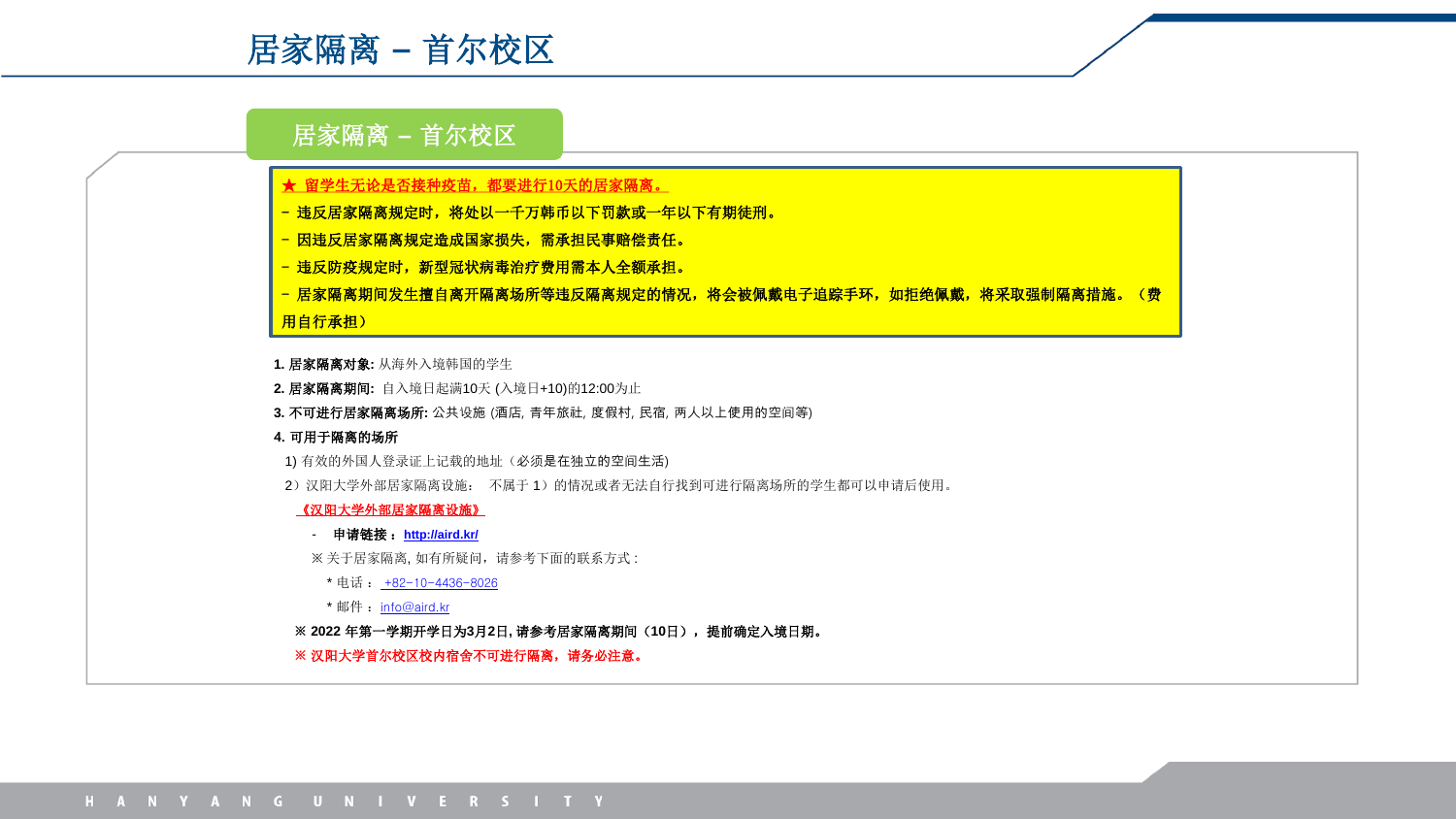# 居家隔离 – 首尔校区

## 居家隔离 – 首尔校区

**★ 留学生无论是否接种疫苗，都要进行10天的居家隔离。**

**- 违反居家隔离规定时，将处以一千万韩币以下罚款或一年以下有期徒刑。**

**- 因违反居家隔离规定造成国家损失，需承担民事赔偿责任。**

**- 违反防疫规定时，新型冠状病毒治疗费用需本人全额承担。**

**- 居家隔离期间发生擅自离开隔离场所等违反隔离规定的情况，将会被佩戴电子追踪手环，如拒绝佩戴，将采取强制隔离措施。（费用自行承担）**

**1. 居家隔离对象:** 从海外入境韩国的学生

**2. 居家隔离期间:** 自入境日起满10天 (入境日+10)的12:00为止

**3. 不可进行居家隔离场所:** 公共设施 (酒店, 青年旅社, 度假村, 民宿, 两人以上使用的空间等)

**4. 可用于隔离的场所**

1) 有效的外国人登录证上记载的地址（必须是在独立的空间生活)

2）汉阳大学外部居家隔离设施： 不属于 1）的情况或者无法自行找到可进行隔离场所的学生都可以申请后使用。

**《汉阳大学外部居家隔离设施》**

- **申请链接：http://aird.kr/**

※ 关于居家隔离, 如有疑问，请参考下面的联系方式 :

* 电话： +82-10-4436-8026

* 邮件 ： info@aird.kr

**※ 2022 年第一学期开学日为3月2日, 请参考居家隔离期间（10日），提前确定入境日期。**

**※ 汉阳大学首尔校区校内宿舍不可进行隔离，请务必注意。**